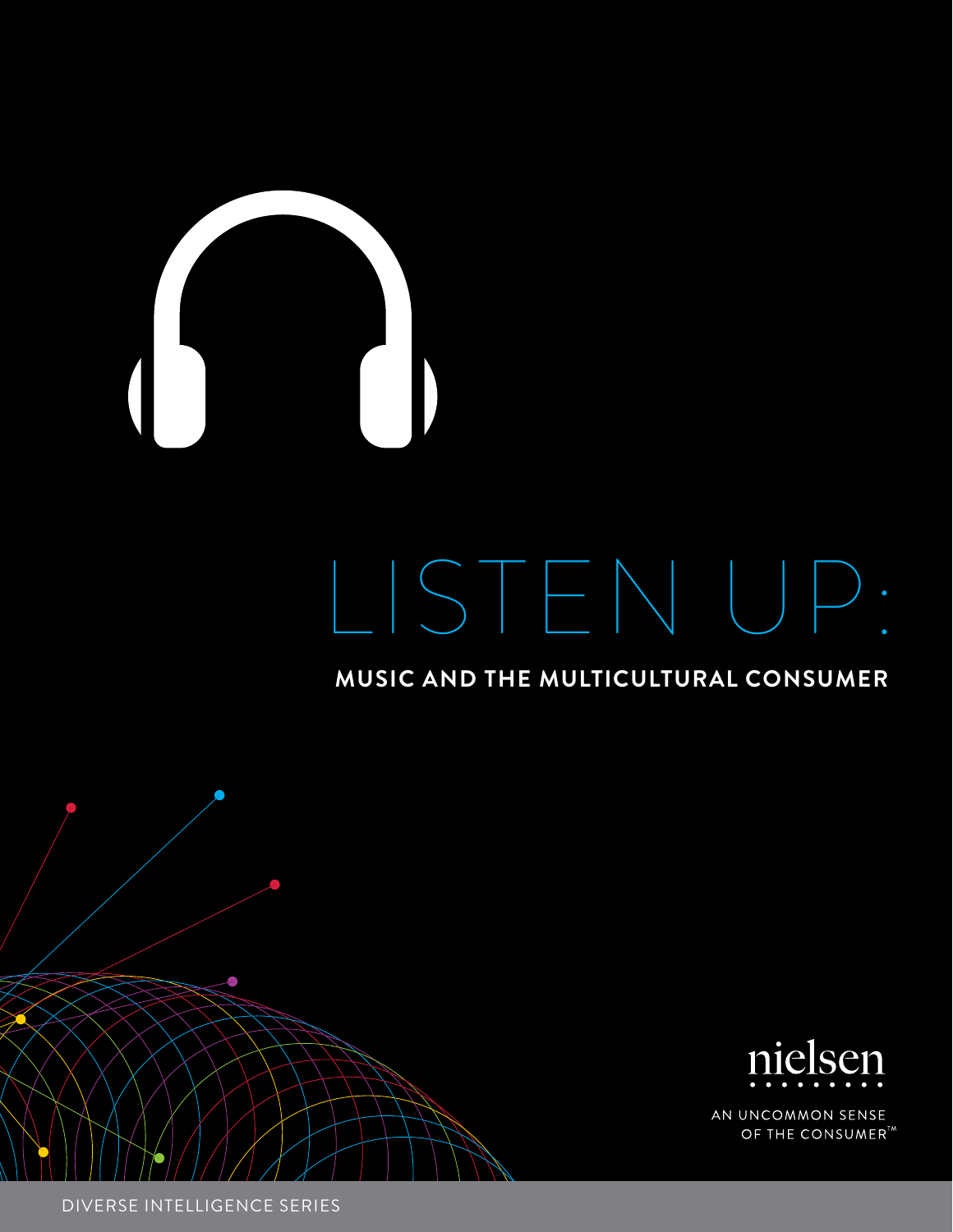# LISTEN UP:

## MUSIC AND THE MULTICULTURAL CONSUMER

nielsen

AN UNCOMMON SENSE OF THE CONSUMER™

DIVERSE INTELLIGENCE SERIES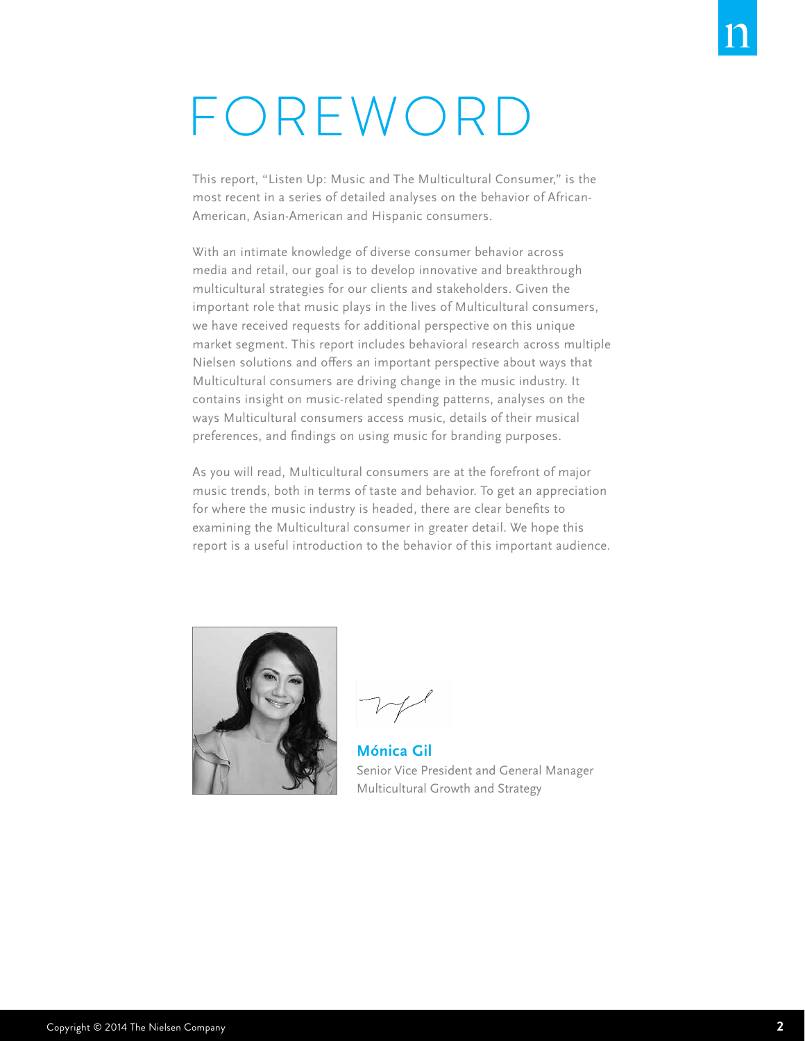# FOREWORD

This report, "Listen Up: Music and The Multicultural Consumer," is the most recent in a series of detailed analyses on the behavior of African-American, Asian-American and Hispanic consumers.

With an intimate knowledge of diverse consumer behavior across media and retail, our goal is to develop innovative and breakthrough multicultural strategies for our clients and stakeholders. Given the important role that music plays in the lives of Multicultural consumers, we have received requests for additional perspective on this unique market segment. This report includes behavioral research across multiple Nielsen solutions and offers an important perspective about ways that Multicultural consumers are driving change in the music industry. It contains insight on music-related spending patterns, analyses on the ways Multicultural consumers access music, details of their musical preferences, and findings on using music for branding purposes.

As you will read, Multicultural consumers are at the forefront of major music trends, both in terms of taste and behavior. To get an appreciation for where the music industry is headed, there are clear benefits to examining the Multicultural consumer in greater detail. We hope this report is a useful introduction to the behavior of this important audience.

**Mónica Gil**
Senior Vice President and General Manager
Multicultural Growth and Strategy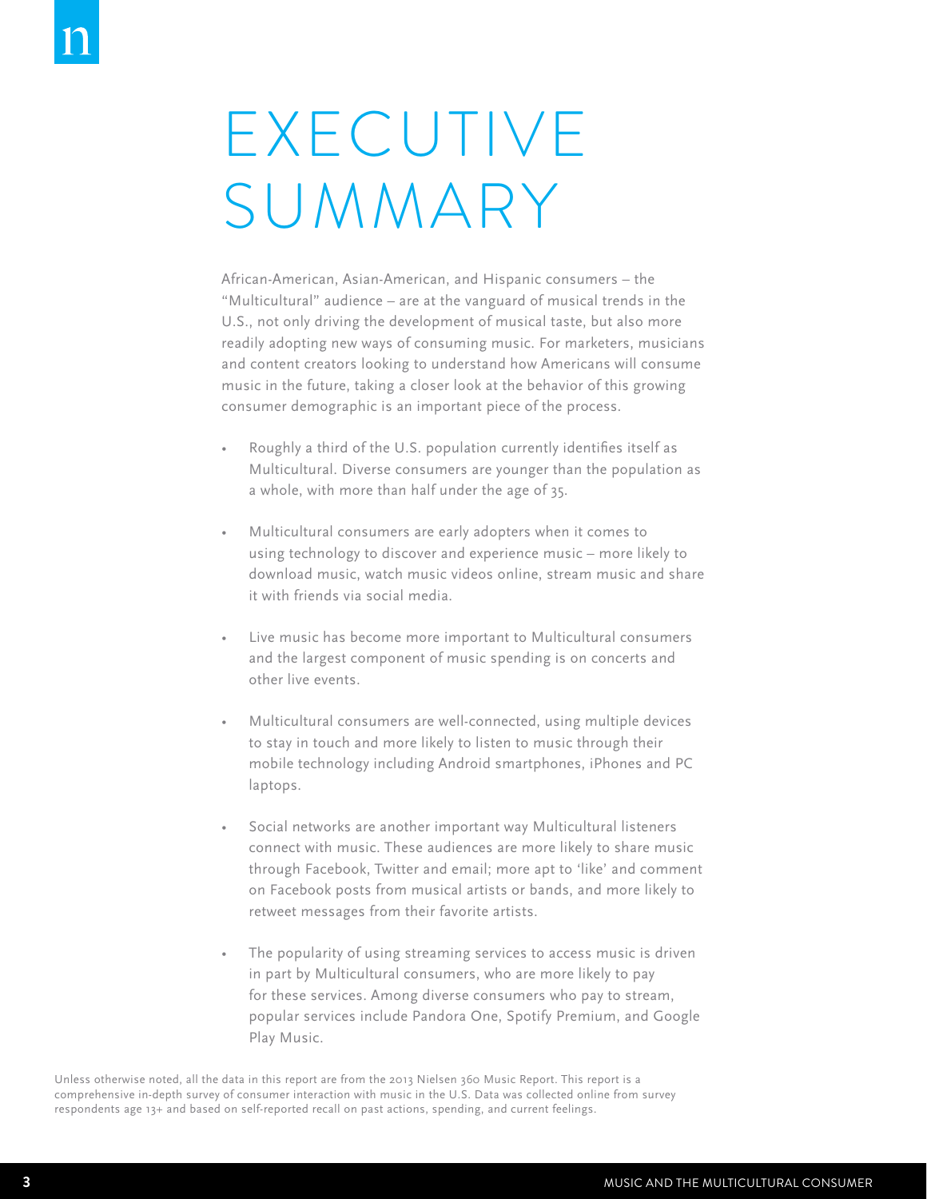# EXECUTIVE SUMMARY

African-American, Asian-American, and Hispanic consumers – the "Multicultural" audience – are at the vanguard of musical trends in the U.S., not only driving the development of musical taste, but also more readily adopting new ways of consuming music. For marketers, musicians and content creators looking to understand how Americans will consume music in the future, taking a closer look at the behavior of this growing consumer demographic is an important piece of the process.

- Roughly a third of the U.S. population currently identifies itself as Multicultural. Diverse consumers are younger than the population as a whole, with more than half under the age of 35.
- Multicultural consumers are early adopters when it comes to using technology to discover and experience music – more likely to download music, watch music videos online, stream music and share it with friends via social media.
- Live music has become more important to Multicultural consumers and the largest component of music spending is on concerts and other live events.
- Multicultural consumers are well-connected, using multiple devices to stay in touch and more likely to listen to music through their mobile technology including Android smartphones, iPhones and PC laptops.
- Social networks are another important way Multicultural listeners connect with music. These audiences are more likely to share music through Facebook, Twitter and email; more apt to 'like' and comment on Facebook posts from musical artists or bands, and more likely to retweet messages from their favorite artists.
- The popularity of using streaming services to access music is driven in part by Multicultural consumers, who are more likely to pay for these services. Among diverse consumers who pay to stream, popular services include Pandora One, Spotify Premium, and Google Play Music.

Unless otherwise noted, all the data in this report are from the 2013 Nielsen 360 Music Report. This report is a comprehensive in-depth survey of consumer interaction with music in the U.S. Data was collected online from survey respondents age 13+ and based on self-reported recall on past actions, spending, and current feelings.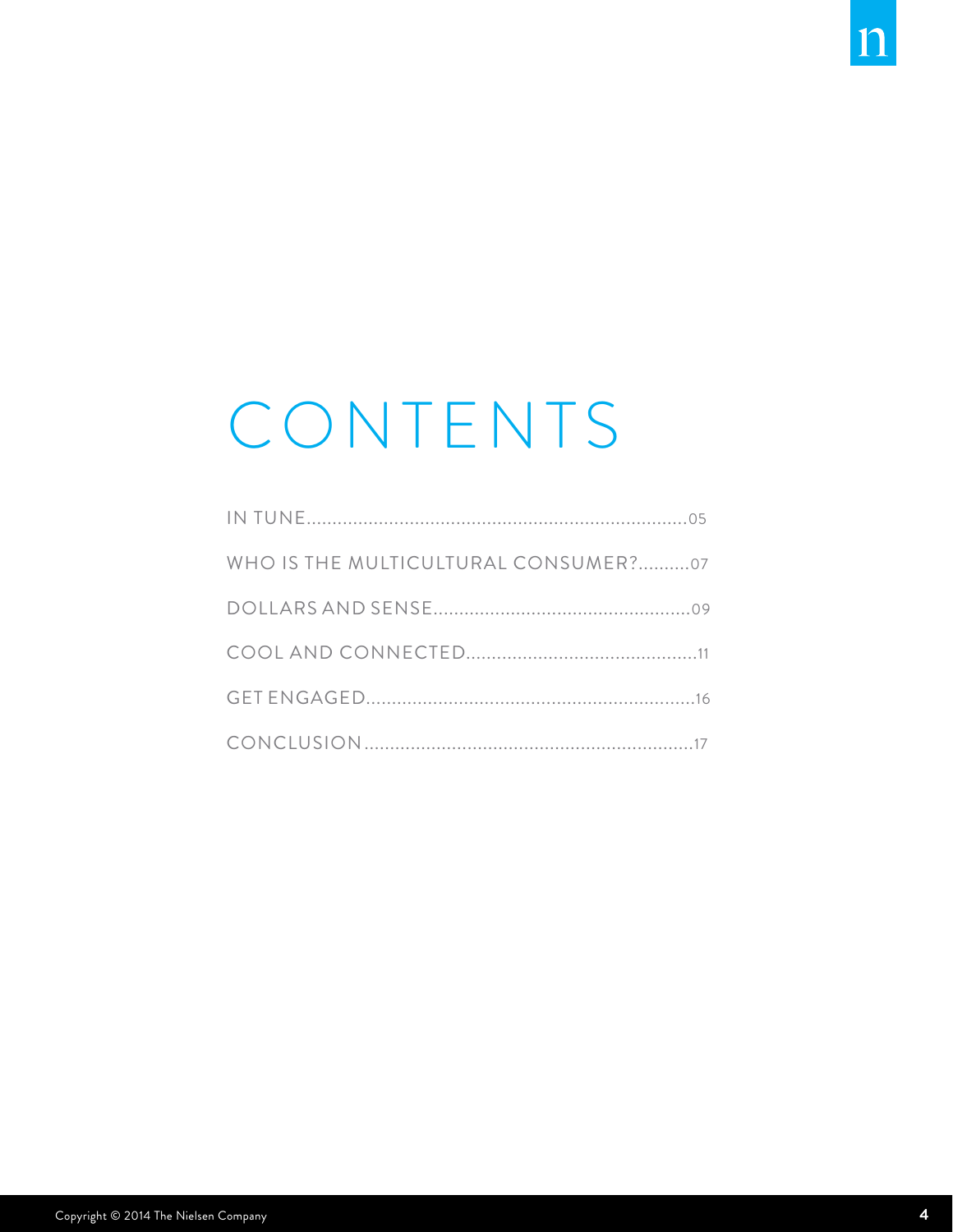# CONTENTS

IN TUNE..........................................................................05

WHO IS THE MULTICULTURAL CONSUMER?..........07

DOLLARS AND SENSE..................................................09

COOL AND CONNECTED.............................................11

GET ENGAGED................................................................16

CONCLUSION................................................................17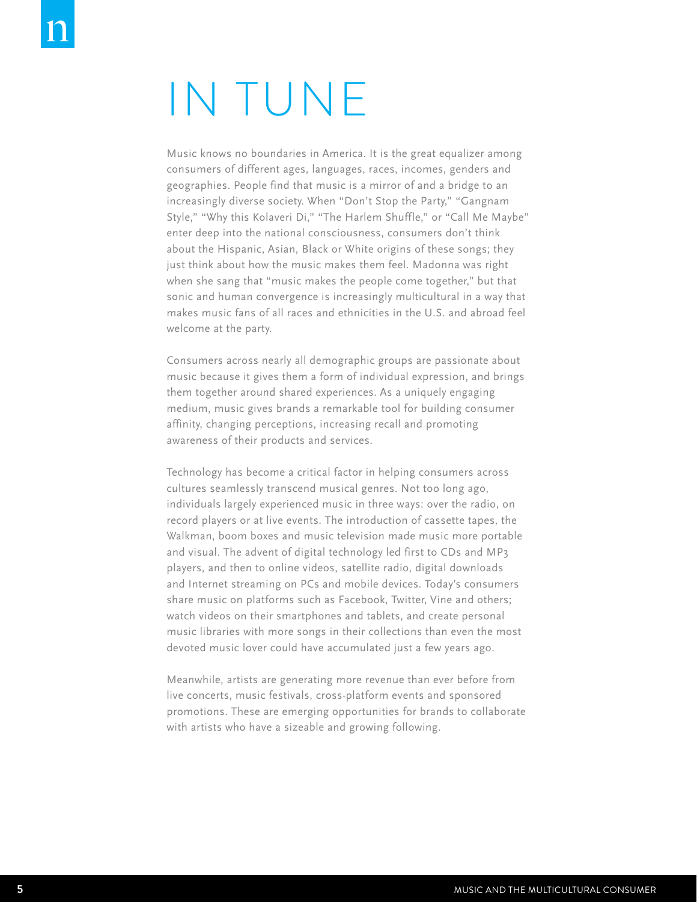# IN TUNE

Music knows no boundaries in America. It is the great equalizer among consumers of different ages, languages, races, incomes, genders and geographies. People find that music is a mirror of and a bridge to an increasingly diverse society. When "Don't Stop the Party," "Gangnam Style," "Why this Kolaveri Di," "The Harlem Shuffle," or "Call Me Maybe" enter deep into the national consciousness, consumers don't think about the Hispanic, Asian, Black or White origins of these songs; they just think about how the music makes them feel. Madonna was right when she sang that "music makes the people come together," but that sonic and human convergence is increasingly multicultural in a way that makes music fans of all races and ethnicities in the U.S. and abroad feel welcome at the party.

Consumers across nearly all demographic groups are passionate about music because it gives them a form of individual expression, and brings them together around shared experiences. As a uniquely engaging medium, music gives brands a remarkable tool for building consumer affinity, changing perceptions, increasing recall and promoting awareness of their products and services.

Technology has become a critical factor in helping consumers across cultures seamlessly transcend musical genres. Not too long ago, individuals largely experienced music in three ways: over the radio, on record players or at live events. The introduction of cassette tapes, the Walkman, boom boxes and music television made music more portable and visual. The advent of digital technology led first to CDs and MP3 players, and then to online videos, satellite radio, digital downloads and Internet streaming on PCs and mobile devices. Today's consumers share music on platforms such as Facebook, Twitter, Vine and others; watch videos on their smartphones and tablets, and create personal music libraries with more songs in their collections than even the most devoted music lover could have accumulated just a few years ago.

Meanwhile, artists are generating more revenue than ever before from live concerts, music festivals, cross-platform events and sponsored promotions. These are emerging opportunities for brands to collaborate with artists who have a sizeable and growing following.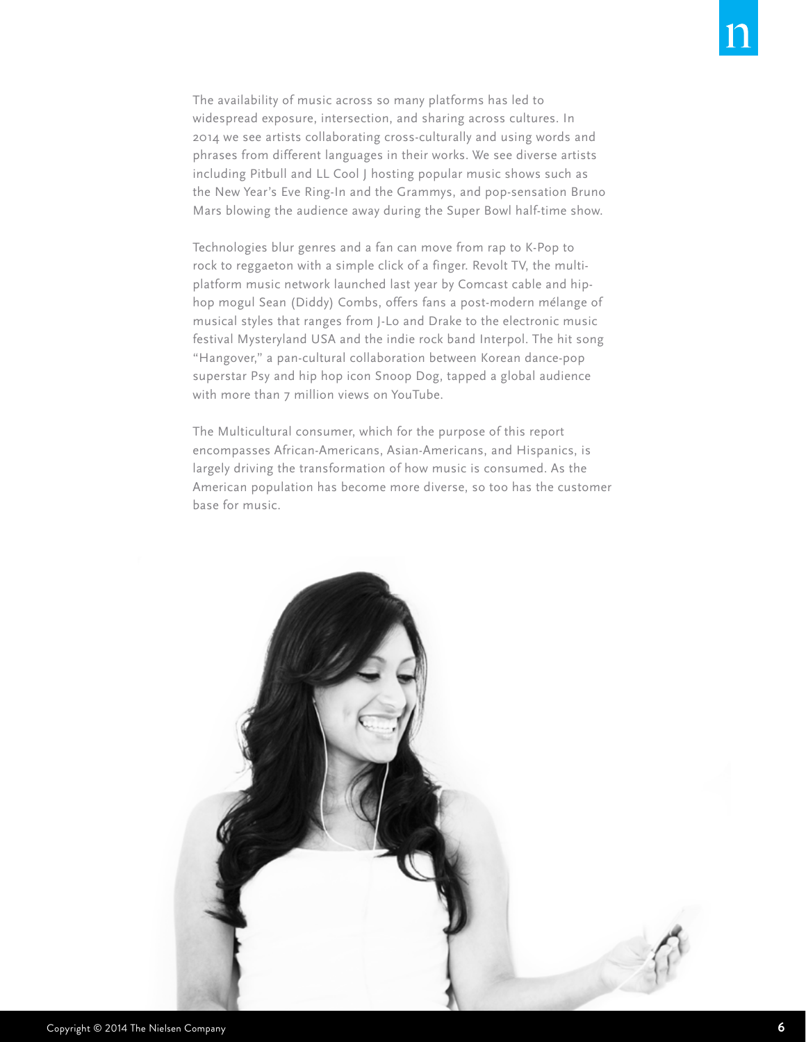The availability of music across so many platforms has led to widespread exposure, intersection, and sharing across cultures. In 2014 we see artists collaborating cross-culturally and using words and phrases from different languages in their works. We see diverse artists including Pitbull and LL Cool J hosting popular music shows such as the New Year's Eve Ring-In and the Grammys, and pop-sensation Bruno Mars blowing the audience away during the Super Bowl half-time show.

Technologies blur genres and a fan can move from rap to K-Pop to rock to reggaeton with a simple click of a finger. Revolt TV, the multi-platform music network launched last year by Comcast cable and hip-hop mogul Sean (Diddy) Combs, offers fans a post-modern mélange of musical styles that ranges from J-Lo and Drake to the electronic music festival Mysteryland USA and the indie rock band Interpol. The hit song "Hangover," a pan-cultural collaboration between Korean dance-pop superstar Psy and hip hop icon Snoop Dog, tapped a global audience with more than 7 million views on YouTube.

The Multicultural consumer, which for the purpose of this report encompasses African-Americans, Asian-Americans, and Hispanics, is largely driving the transformation of how music is consumed. As the American population has become more diverse, so too has the customer base for music.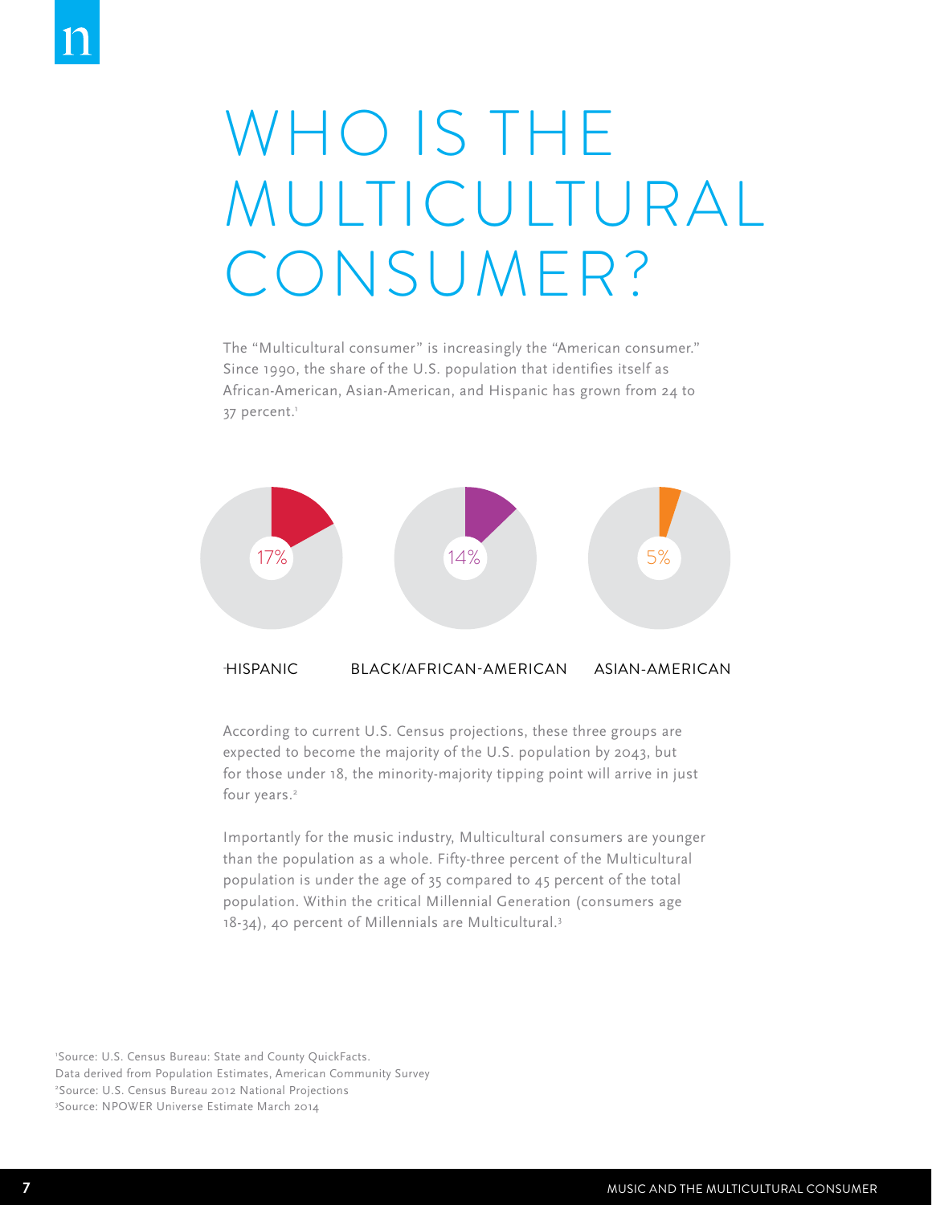# WHO IS THE MULTICULTURAL CONSUMER?

The "Multicultural consumer" is increasingly the "American consumer." Since 1990, the share of the U.S. population that identifies itself as African-American, Asian-American, and Hispanic has grown from 24 to 37 percent.[1]

17%

HISPANIC

14%

BLACK/AFRICAN-AMERICAN

5%

ASIAN-AMERICAN

According to current U.S. Census projections, these three groups are expected to become the majority of the U.S. population by 2043, but for those under 18, the minority-majority tipping point will arrive in just four years.[2]

Importantly for the music industry, Multicultural consumers are younger than the population as a whole. Fifty-three percent of the Multicultural population is under the age of 35 compared to 45 percent of the total population. Within the critical Millennial Generation (consumers age 18-34), 40 percent of Millennials are Multicultural.[3]

[1]Source: U.S. Census Bureau: State and County QuickFacts. Data derived from Population Estimates, American Community Survey

[2]Source: U.S. Census Bureau 2012 National Projections

[3]Source: NPOWER Universe Estimate March 2014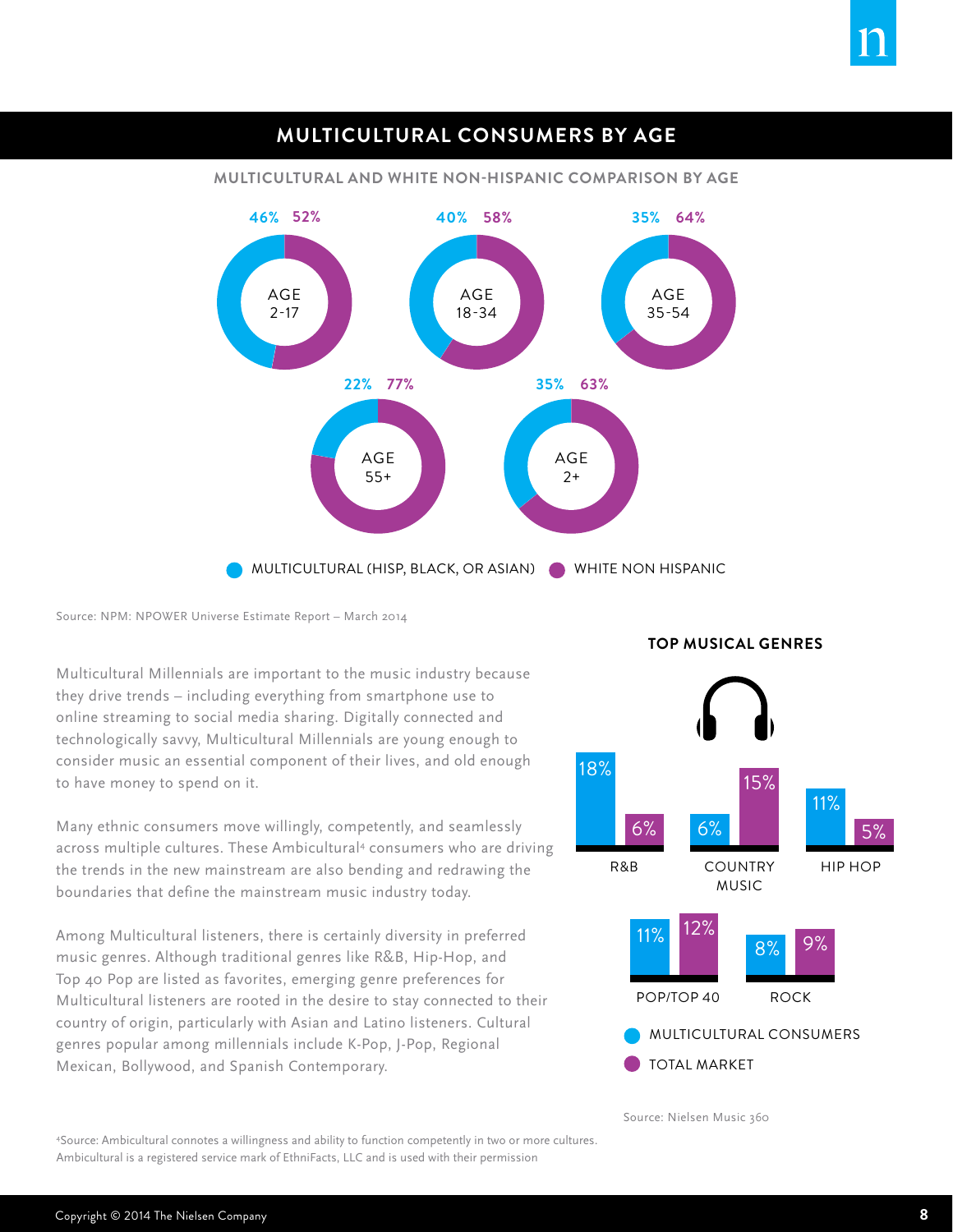## MULTICULTURAL CONSUMERS BY AGE

### MULTICULTURAL AND WHITE NON-HISPANIC COMPARISON BY AGE

| Age | Multicultural (Hisp, Black, or Asian) | White Non Hispanic |
|---|---|---|
| AGE 2-17 | 46% | 52% |
| AGE 18-34 | 40% | 58% |
| AGE 35-54 | 35% | 64% |
| AGE 55+ | 22% | 77% |
| AGE 2+ | 35% | 63% |

Source: NPM: NPOWER Universe Estimate Report – March 2014

Multicultural Millennials are important to the music industry because they drive trends – including everything from smartphone use to online streaming to social media sharing. Digitally connected and technologically savvy, Multicultural Millennials are young enough to consider music an essential component of their lives, and old enough to have money to spend on it.

Many ethnic consumers move willingly, competently, and seamlessly across multiple cultures. These Ambicultural[4] consumers who are driving the trends in the new mainstream are also bending and redrawing the boundaries that define the mainstream music industry today.

Among Multicultural listeners, there is certainly diversity in preferred music genres. Although traditional genres like R&B, Hip-Hop, and Top 40 Pop are listed as favorites, emerging genre preferences for Multicultural listeners are rooted in the desire to stay connected to their country of origin, particularly with Asian and Latino listeners. Cultural genres popular among millennials include K-Pop, J-Pop, Regional Mexican, Bollywood, and Spanish Contemporary.

### TOP MUSICAL GENRES

| Genre | Multicultural Consumers | Total Market |
|---|---|---|
| R&B | 18% | 6% |
| COUNTRY MUSIC | 6% | 15% |
| HIP HOP | 11% | 5% |
| POP/TOP 40 | 11% | 12% |
| ROCK | 8% | 9% |

Source: Nielsen Music 360

[4]Source: Ambicultural connotes a willingness and ability to function competently in two or more cultures. Ambicultural is a registered service mark of EthniFacts, LLC and is used with their permission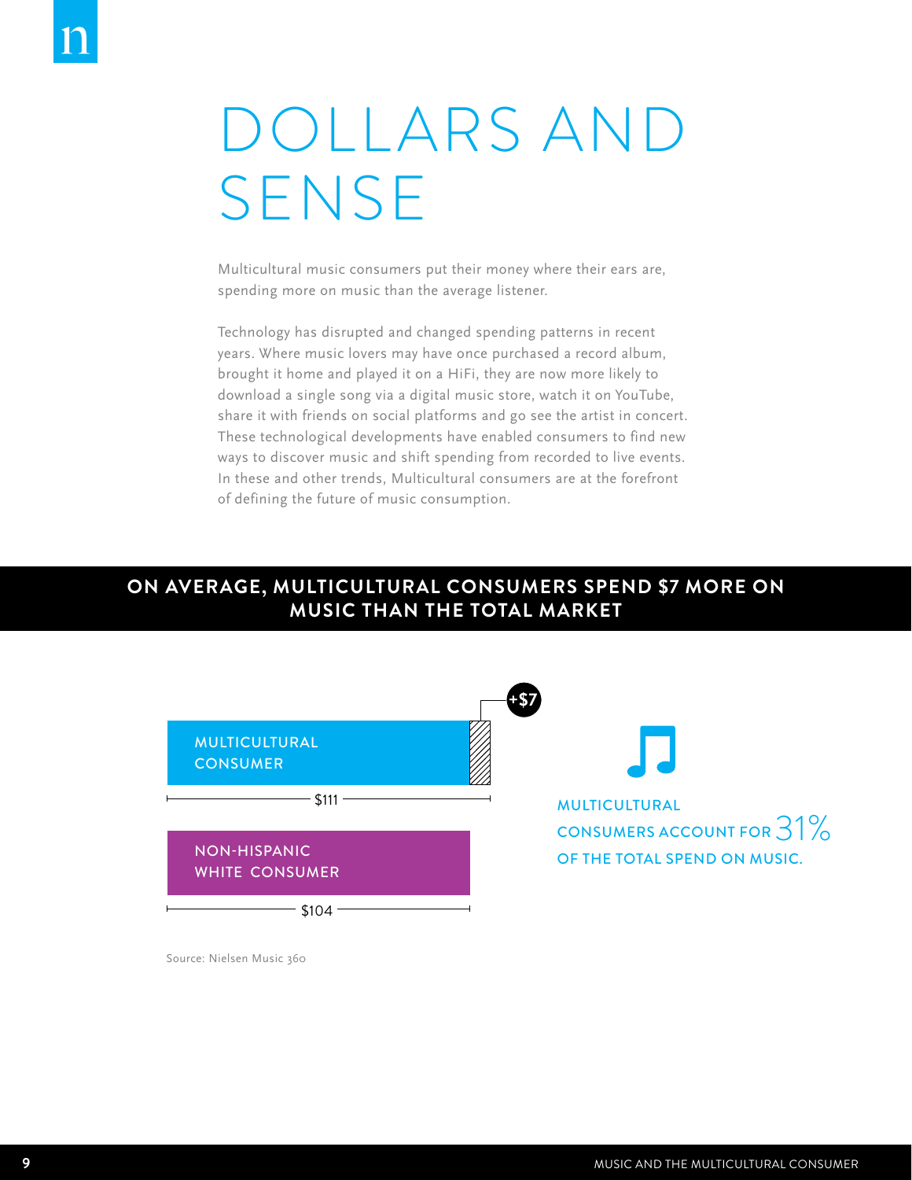# DOLLARS AND SENSE

Multicultural music consumers put their money where their ears are, spending more on music than the average listener.

Technology has disrupted and changed spending patterns in recent years. Where music lovers may have once purchased a record album, brought it home and played it on a HiFi, they are now more likely to download a single song via a digital music store, watch it on YouTube, share it with friends on social platforms and go see the artist in concert. These technological developments have enabled consumers to find new ways to discover music and shift spending from recorded to live events. In these and other trends, Multicultural consumers are at the forefront of defining the future of music consumption.

## ON AVERAGE, MULTICULTURAL CONSUMERS SPEND $7 MORE ON MUSIC THAN THE TOTAL MARKET

+$7

MULTICULTURAL CONSUMER

$111

NON-HISPANIC WHITE CONSUMER

$104

MULTICULTURAL CONSUMERS ACCOUNT FOR 31% OF THE TOTAL SPEND ON MUSIC.

Source: Nielsen Music 360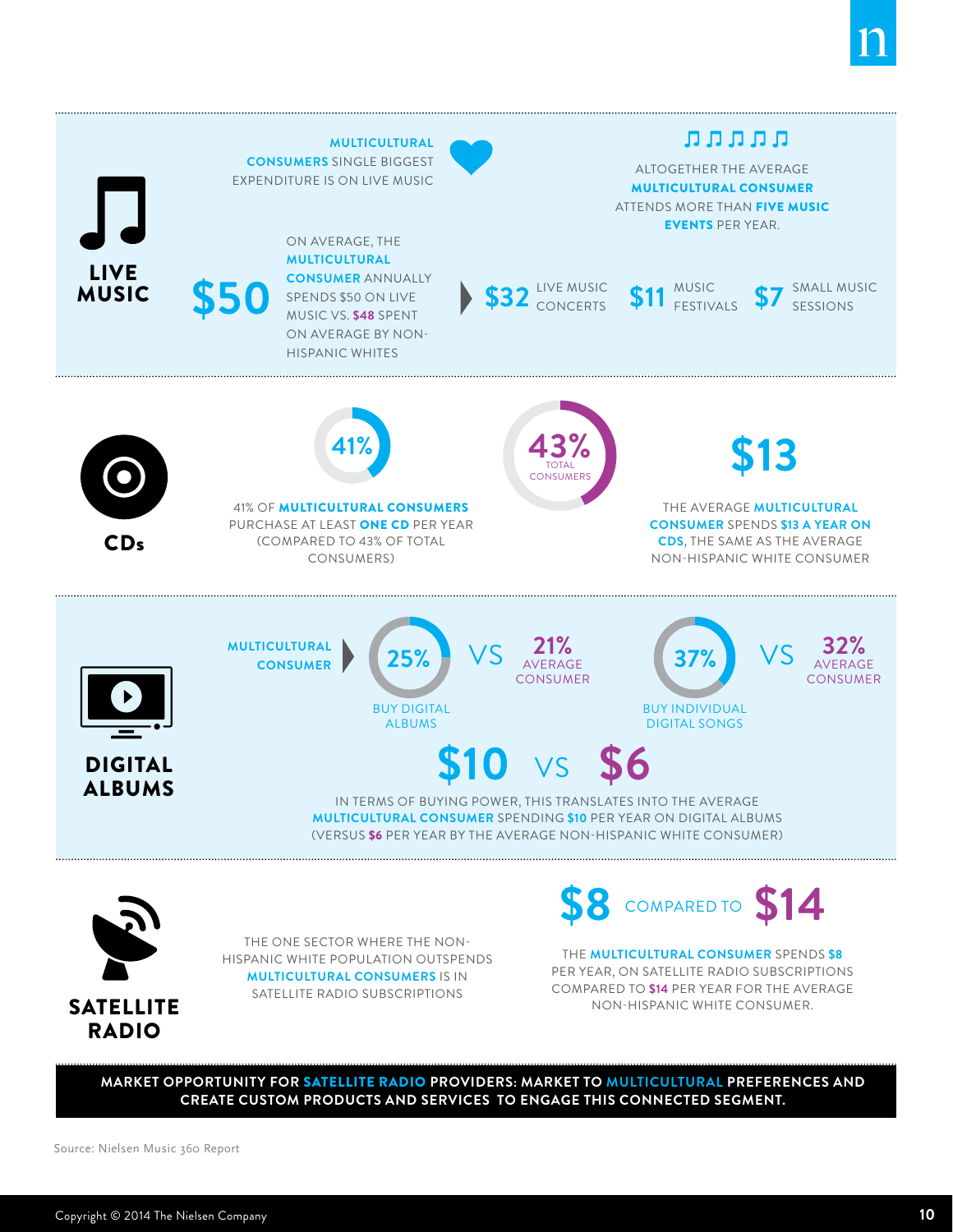## LIVE MUSIC

**MULTICULTURAL CONSUMERS** SINGLE BIGGEST EXPENDITURE IS ON LIVE MUSIC

ALTOGETHER THE AVERAGE **MULTICULTURAL CONSUMER** ATTENDS MORE THAN **FIVE MUSIC EVENTS** PER YEAR.

**$50** ON AVERAGE, THE **MULTICULTURAL CONSUMER** ANNUALLY SPENDS $50 ON LIVE MUSIC VS. **$48** SPENT ON AVERAGE BY NON-HISPANIC WHITES

- **$32** LIVE MUSIC CONCERTS
- **$11** MUSIC FESTIVALS
- **$7** SMALL MUSIC SESSIONS

## CDs

**41%**

41% OF **MULTICULTURAL CONSUMERS** PURCHASE AT LEAST **ONE CD** PER YEAR (COMPARED TO 43% OF TOTAL CONSUMERS)

**43%** TOTAL CONSUMERS

**$13**

THE AVERAGE **MULTICULTURAL CONSUMER** SPENDS **$13 A YEAR ON CDS**, THE SAME AS THE AVERAGE NON-HISPANIC WHITE CONSUMER

## DIGITAL ALBUMS

**MULTICULTURAL CONSUMER**

- **25%** VS **21%** AVERAGE CONSUMER — BUY DIGITAL ALBUMS
- **37%** VS **32%** AVERAGE CONSUMER — BUY INDIVIDUAL DIGITAL SONGS

**$10** VS **$6**

IN TERMS OF BUYING POWER, THIS TRANSLATES INTO THE AVERAGE **MULTICULTURAL CONSUMER** SPENDING **$10** PER YEAR ON DIGITAL ALBUMS (VERSUS **$6** PER YEAR BY THE AVERAGE NON-HISPANIC WHITE CONSUMER)

## SATELLITE RADIO

THE ONE SECTOR WHERE THE NON-HISPANIC WHITE POPULATION OUTSPENDS **MULTICULTURAL CONSUMERS** IS IN SATELLITE RADIO SUBSCRIPTIONS

**$8** COMPARED TO **$14**

THE **MULTICULTURAL CONSUMER** SPENDS **$8** PER YEAR, ON SATELLITE RADIO SUBSCRIPTIONS COMPARED TO **$14** PER YEAR FOR THE AVERAGE NON-HISPANIC WHITE CONSUMER.

**MARKET OPPORTUNITY FOR SATELLITE RADIO PROVIDERS: MARKET TO MULTICULTURAL PREFERENCES AND CREATE CUSTOM PRODUCTS AND SERVICES TO ENGAGE THIS CONNECTED SEGMENT.**

Source: Nielsen Music 360 Report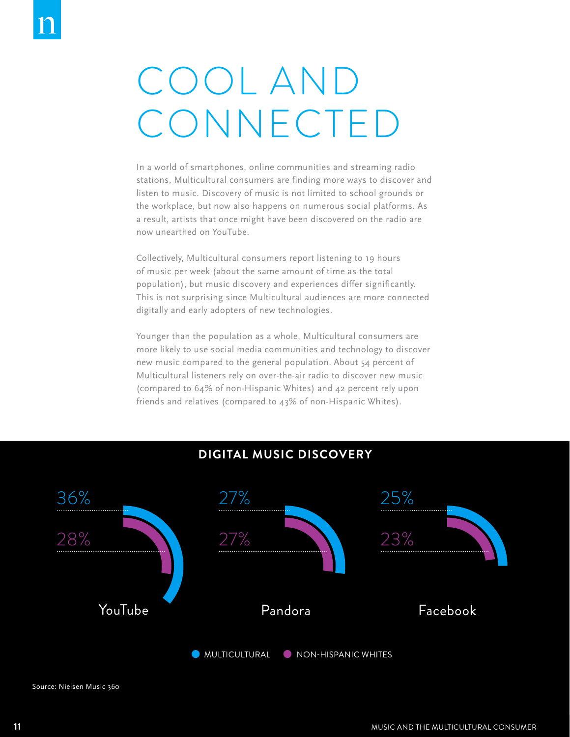# COOL AND CONNECTED

In a world of smartphones, online communities and streaming radio stations, Multicultural consumers are finding more ways to discover and listen to music. Discovery of music is not limited to school grounds or the workplace, but now also happens on numerous social platforms. As a result, artists that once might have been discovered on the radio are now unearthed on YouTube.

Collectively, Multicultural consumers report listening to 19 hours of music per week (about the same amount of time as the total population), but music discovery and experiences differ significantly. This is not surprising since Multicultural audiences are more connected digitally and early adopters of new technologies.

Younger than the population as a whole, Multicultural consumers are more likely to use social media communities and technology to discover new music compared to the general population. About 54 percent of Multicultural listeners rely on over-the-air radio to discover new music (compared to 64% of non-Hispanic Whites) and 42 percent rely upon friends and relatives (compared to 43% of non-Hispanic Whites).

## DIGITAL MUSIC DISCOVERY

| | YouTube | Pandora | Facebook |
|---|---|---|---|
| Multicultural | 36% | 27% | 25% |
| Non-Hispanic Whites | 28% | 27% | 23% |

Source: Nielsen Music 360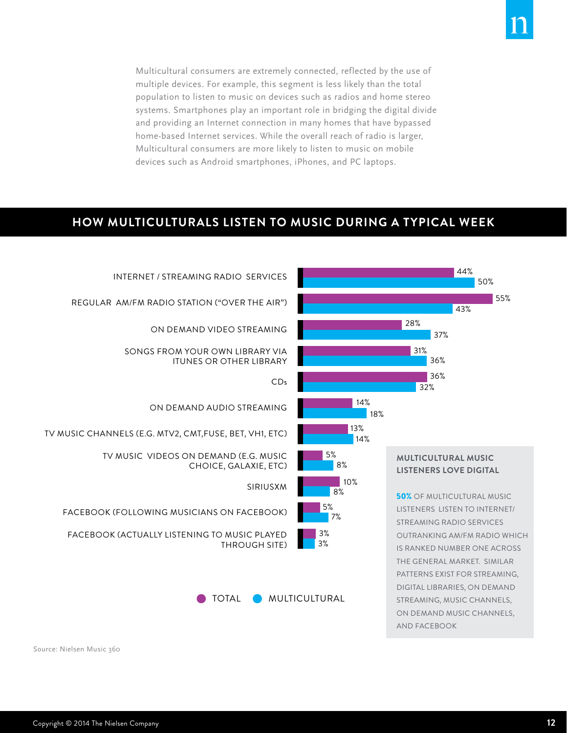Multicultural consumers are extremely connected, reflected by the use of multiple devices. For example, this segment is less likely than the total population to listen to music on devices such as radios and home stereo systems. Smartphones play an important role in bridging the digital divide and providing an Internet connection in many homes that have bypassed home-based Internet services. While the overall reach of radio is larger, Multicultural consumers are more likely to listen to music on mobile devices such as Android smartphones, iPhones, and PC laptops.

## HOW MULTICULTURALS LISTEN TO MUSIC DURING A TYPICAL WEEK

| | TOTAL | MULTICULTURAL |
|---|---|---|
| INTERNET / STREAMING RADIO SERVICES | 44% | 50% |
| REGULAR AM/FM RADIO STATION ("OVER THE AIR") | 55% | 43% |
| ON DEMAND VIDEO STREAMING | 28% | 37% |
| SONGS FROM YOUR OWN LIBRARY VIA ITUNES OR OTHER LIBRARY | 31% | 36% |
| CDs | 36% | 32% |
| ON DEMAND AUDIO STREAMING | 14% | 18% |
| TV MUSIC CHANNELS (E.G. MTV2, CMT,FUSE, BET, VH1, ETC) | 13% | 14% |
| TV MUSIC VIDEOS ON DEMAND (E.G. MUSIC CHOICE, GALAXIE, ETC) | 5% | 8% |
| SIRIUSXM | 10% | 8% |
| FACEBOOK (FOLLOWING MUSICIANS ON FACEBOOK) | 5% | 7% |
| FACEBOOK (ACTUALLY LISTENING TO MUSIC PLAYED THROUGH SITE) | 3% | 3% |

### MULTICULTURAL MUSIC LISTENERS LOVE DIGITAL

**50%** OF MULTICULTURAL MUSIC LISTENERS LISTEN TO INTERNET/ STREAMING RADIO SERVICES OUTRANKING AM/FM RADIO WHICH IS RANKED NUMBER ONE ACROSS THE GENERAL MARKET. SIMILAR PATTERNS EXIST FOR STREAMING, DIGITAL LIBRARIES, ON DEMAND STREAMING, MUSIC CHANNELS, ON DEMAND MUSIC CHANNELS, AND FACEBOOK

Source: Nielsen Music 360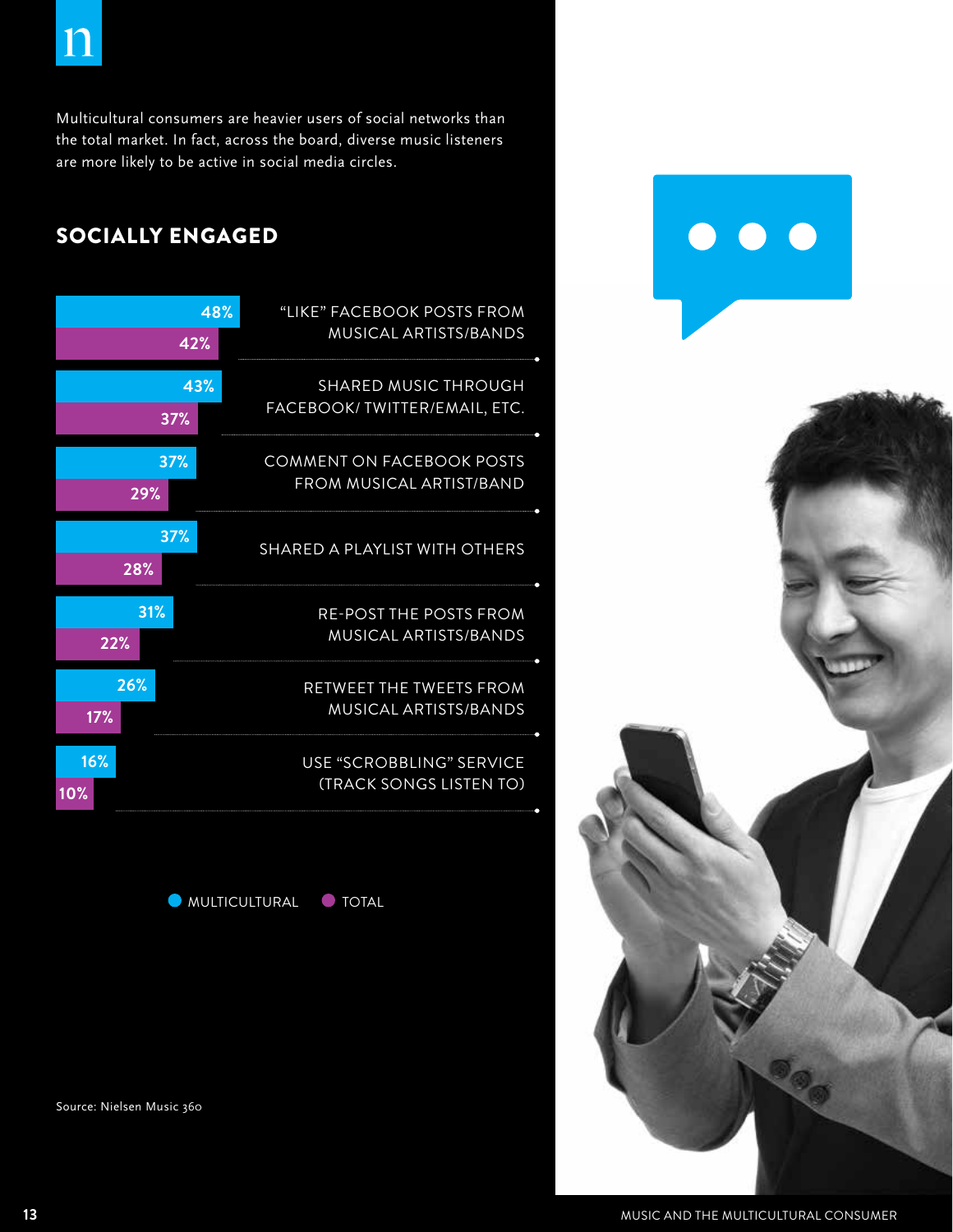Multicultural consumers are heavier users of social networks than the total market. In fact, across the board, diverse music listeners are more likely to be active in social media circles.

## SOCIALLY ENGAGED

| | Multicultural | Total |
|---|---|---|
| "LIKE" FACEBOOK POSTS FROM MUSICAL ARTISTS/BANDS | 48% | 42% |
| SHARED MUSIC THROUGH FACEBOOK/ TWITTER/EMAIL, ETC. | 43% | 37% |
| COMMENT ON FACEBOOK POSTS FROM MUSICAL ARTIST/BAND | 37% | 29% |
| SHARED A PLAYLIST WITH OTHERS | 37% | 28% |
| RE-POST THE POSTS FROM MUSICAL ARTISTS/BANDS | 31% | 22% |
| RETWEET THE TWEETS FROM MUSICAL ARTISTS/BANDS | 26% | 17% |
| USE "SCROBBLING" SERVICE (TRACK SONGS LISTEN TO) | 16% | 10% |

MULTICULTURAL TOTAL

Source: Nielsen Music 360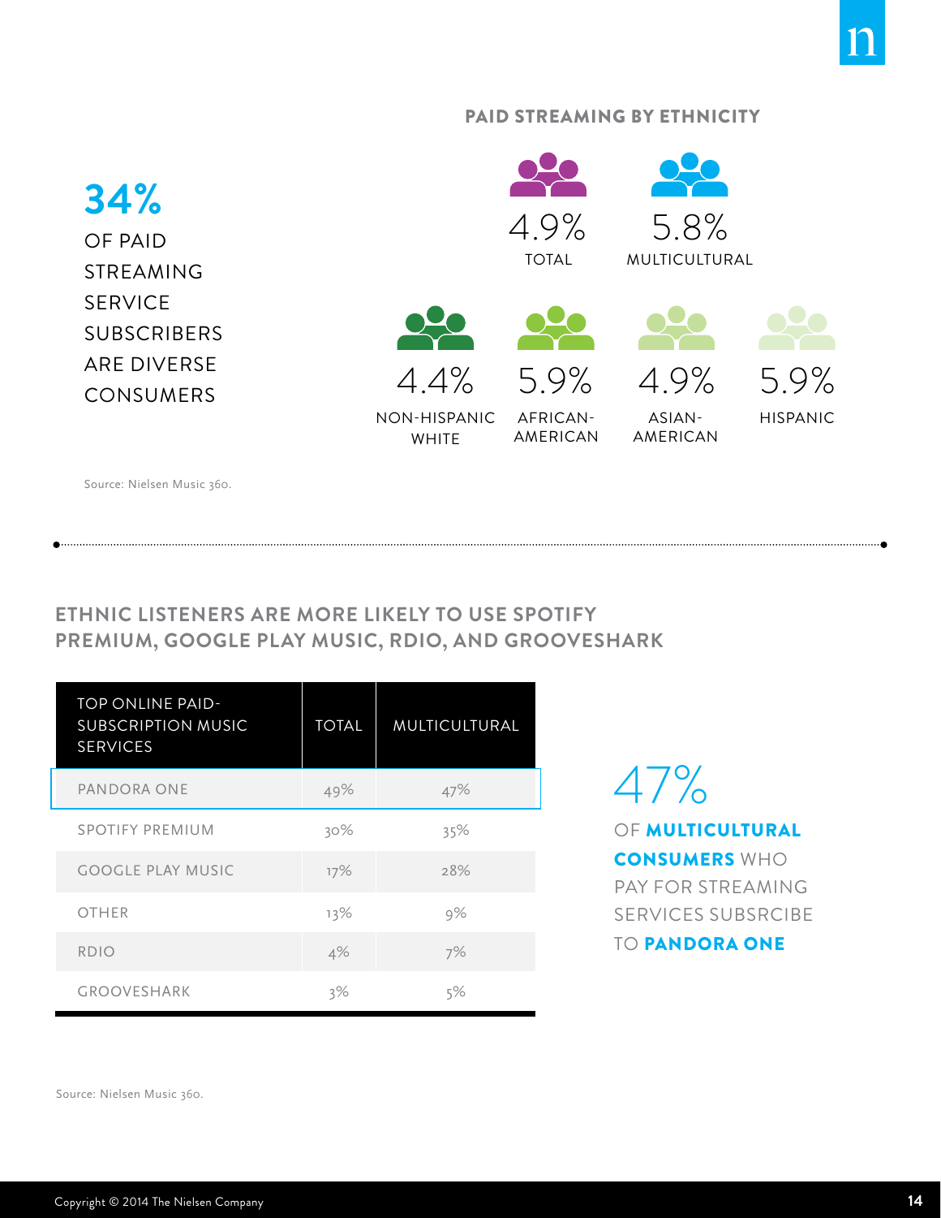**34%** OF PAID STREAMING SERVICE SUBSCRIBERS ARE DIVERSE CONSUMERS

## PAID STREAMING BY ETHNICITY

| TOTAL | MULTICULTURAL | NON-HISPANIC WHITE | AFRICAN-AMERICAN | ASIAN-AMERICAN | HISPANIC |
|---|---|---|---|---|---|
| 4.9% | 5.8% | 4.4% | 5.9% | 4.9% | 5.9% |

Source: Nielsen Music 360.

## ETHNIC LISTENERS ARE MORE LIKELY TO USE SPOTIFY PREMIUM, GOOGLE PLAY MUSIC, RDIO, AND GROOVESHARK

| TOP ONLINE PAID-SUBSCRIPTION MUSIC SERVICES | TOTAL | MULTICULTURAL |
|---|---|---|
| PANDORA ONE | 49% | 47% |
| SPOTIFY PREMIUM | 30% | 35% |
| GOOGLE PLAY MUSIC | 17% | 28% |
| OTHER | 13% | 9% |
| RDIO | 4% | 7% |
| GROOVESHARK | 3% | 5% |

47% OF **MULTICULTURAL CONSUMERS** WHO PAY FOR STREAMING SERVICES SUBSRCIBE TO **PANDORA ONE**

Source: Nielsen Music 360.

Copyright © 2014 The Nielsen Company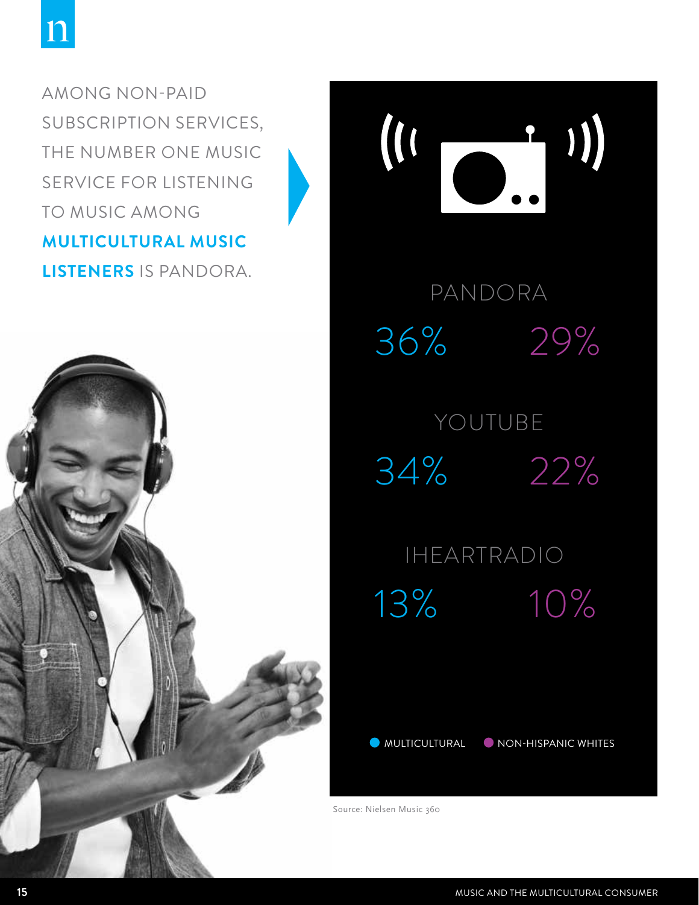AMONG NON-PAID SUBSCRIPTION SERVICES, THE NUMBER ONE MUSIC SERVICE FOR LISTENING TO MUSIC AMONG **MULTICULTURAL MUSIC LISTENERS** IS PANDORA.

| Service | Multicultural | Non-Hispanic Whites |
| --- | --- | --- |
| PANDORA | 36% | 29% |
| YOUTUBE | 34% | 22% |
| IHEARTRADIO | 13% | 10% |

Source: Nielsen Music 360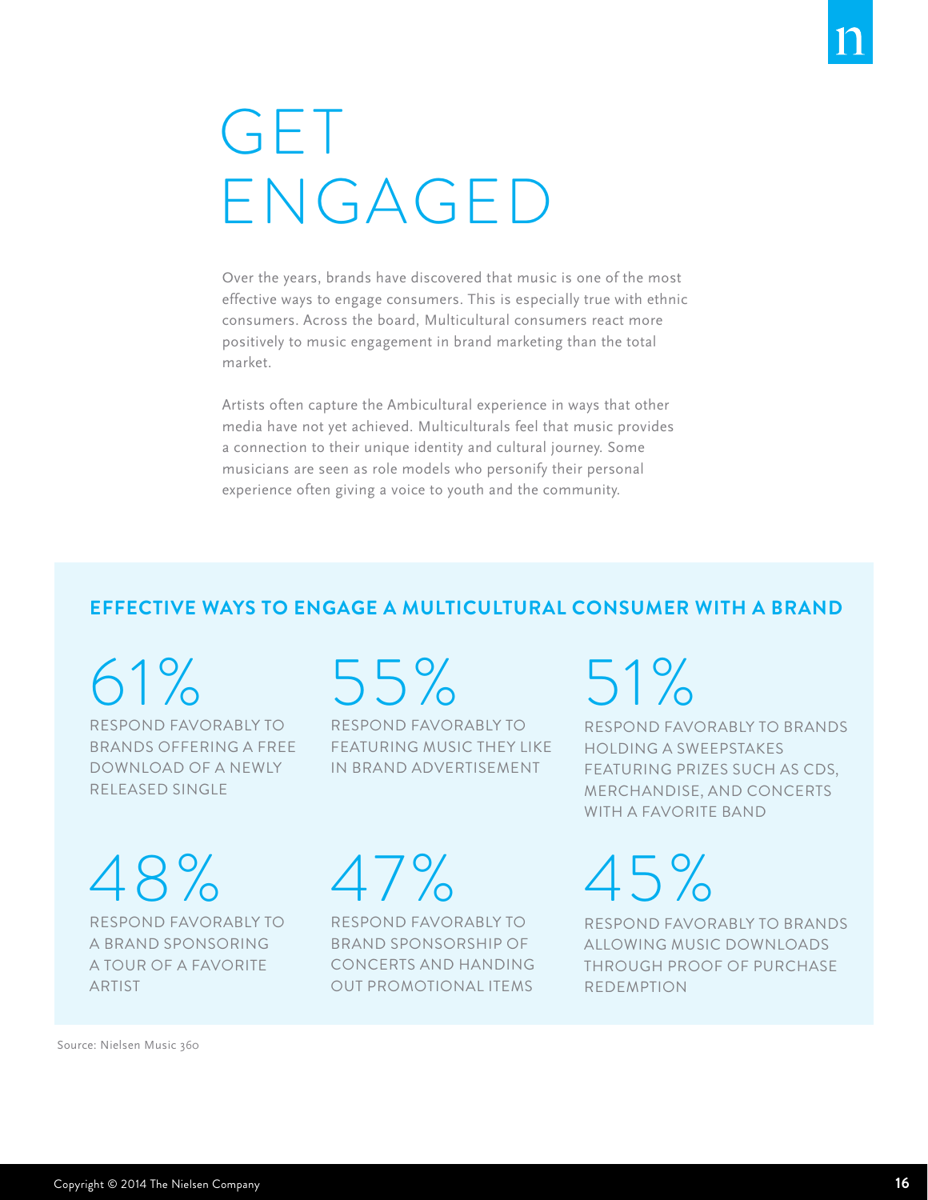# GET ENGAGED

Over the years, brands have discovered that music is one of the most effective ways to engage consumers. This is especially true with ethnic consumers. Across the board, Multicultural consumers react more positively to music engagement in brand marketing than the total market.

Artists often capture the Ambicultural experience in ways that other media have not yet achieved. Multiculturals feel that music provides a connection to their unique identity and cultural journey. Some musicians are seen as role models who personify their personal experience often giving a voice to youth and the community.

## EFFECTIVE WAYS TO ENGAGE A MULTICULTURAL CONSUMER WITH A BRAND

**61%**
RESPOND FAVORABLY TO BRANDS OFFERING A FREE DOWNLOAD OF A NEWLY RELEASED SINGLE

**55%**
RESPOND FAVORABLY TO FEATURING MUSIC THEY LIKE IN BRAND ADVERTISEMENT

**51%**
RESPOND FAVORABLY TO BRANDS HOLDING A SWEEPSTAKES FEATURING PRIZES SUCH AS CDS, MERCHANDISE, AND CONCERTS WITH A FAVORITE BAND

**48%**
RESPOND FAVORABLY TO A BRAND SPONSORING A TOUR OF A FAVORITE ARTIST

**47%**
RESPOND FAVORABLY TO BRAND SPONSORSHIP OF CONCERTS AND HANDING OUT PROMOTIONAL ITEMS

**45%**
RESPOND FAVORABLY TO BRANDS ALLOWING MUSIC DOWNLOADS THROUGH PROOF OF PURCHASE REDEMPTION

Source: Nielsen Music 360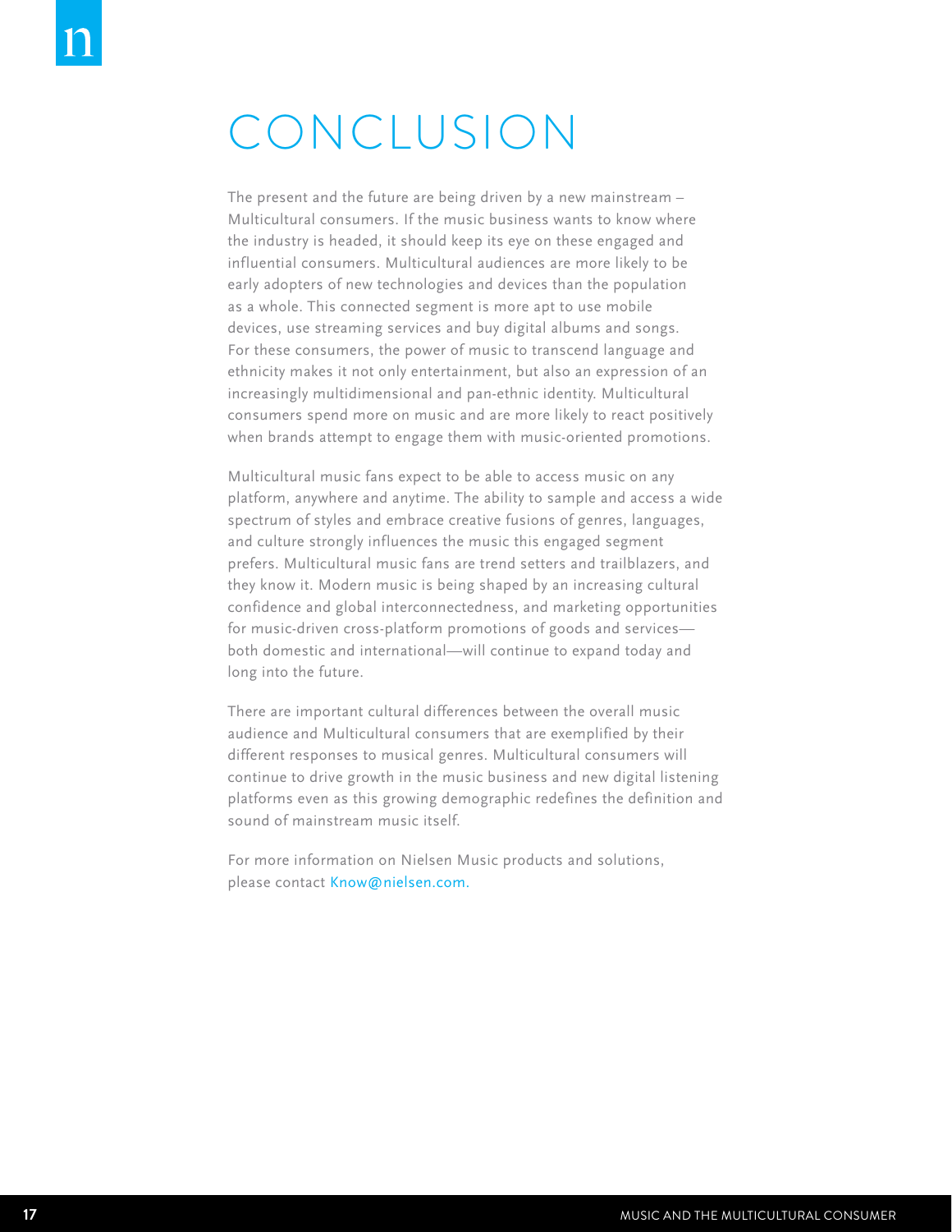# CONCLUSION

The present and the future are being driven by a new mainstream – Multicultural consumers. If the music business wants to know where the industry is headed, it should keep its eye on these engaged and influential consumers. Multicultural audiences are more likely to be early adopters of new technologies and devices than the population as a whole. This connected segment is more apt to use mobile devices, use streaming services and buy digital albums and songs. For these consumers, the power of music to transcend language and ethnicity makes it not only entertainment, but also an expression of an increasingly multidimensional and pan-ethnic identity. Multicultural consumers spend more on music and are more likely to react positively when brands attempt to engage them with music-oriented promotions.

Multicultural music fans expect to be able to access music on any platform, anywhere and anytime. The ability to sample and access a wide spectrum of styles and embrace creative fusions of genres, languages, and culture strongly influences the music this engaged segment prefers. Multicultural music fans are trend setters and trailblazers, and they know it. Modern music is being shaped by an increasing cultural confidence and global interconnectedness, and marketing opportunities for music-driven cross-platform promotions of goods and services—both domestic and international—will continue to expand today and long into the future.

There are important cultural differences between the overall music audience and Multicultural consumers that are exemplified by their different responses to musical genres. Multicultural consumers will continue to drive growth in the music business and new digital listening platforms even as this growing demographic redefines the definition and sound of mainstream music itself.

For more information on Nielsen Music products and solutions, please contact Know@nielsen.com.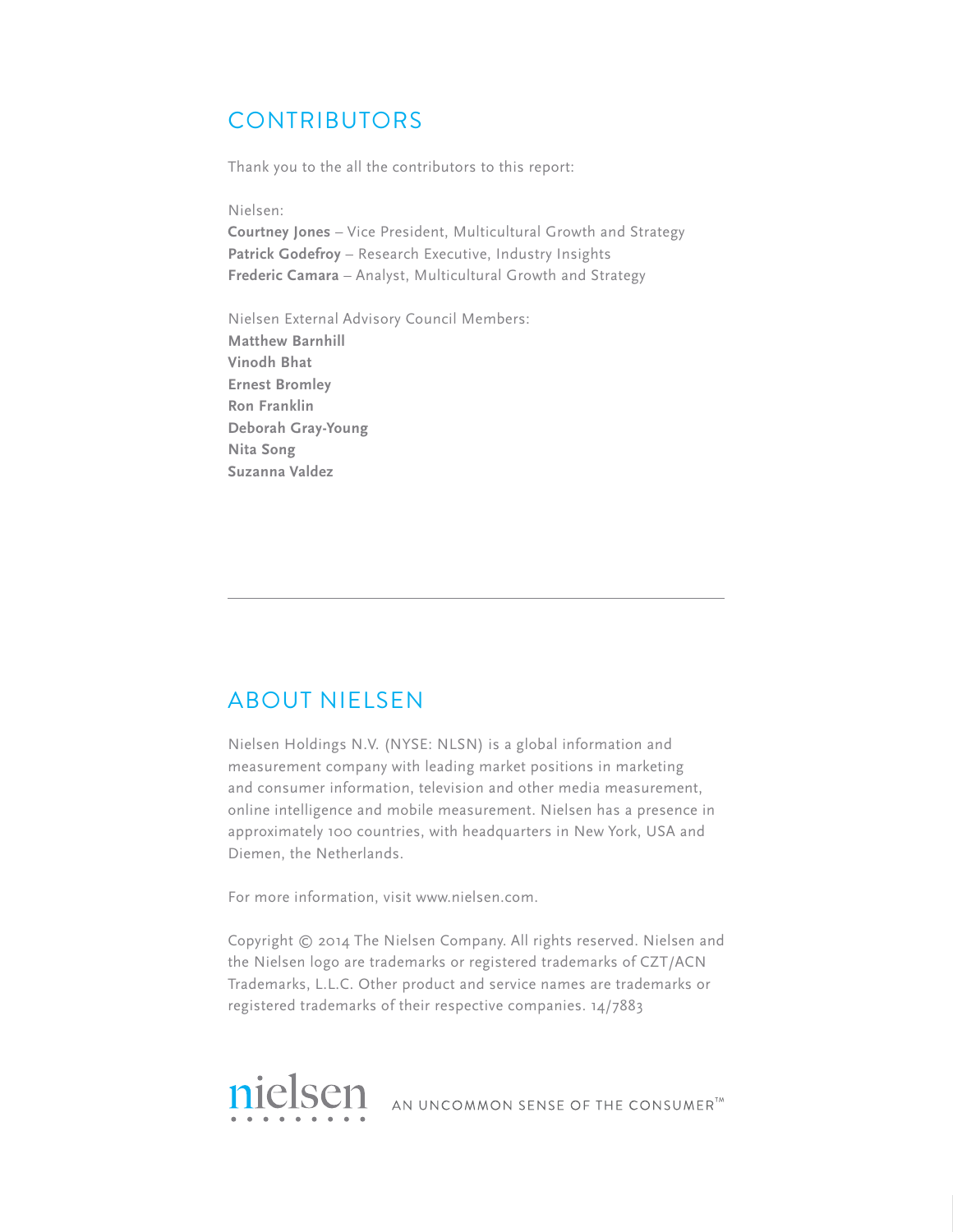## CONTRIBUTORS

Thank you to the all the contributors to this report:

Nielsen:
**Courtney Jones** – Vice President, Multicultural Growth and Strategy
**Patrick Godefroy** – Research Executive, Industry Insights
**Frederic Camara** – Analyst, Multicultural Growth and Strategy

Nielsen External Advisory Council Members:
**Matthew Barnhill**
**Vinodh Bhat**
**Ernest Bromley**
**Ron Franklin**
**Deborah Gray-Young**
**Nita Song**
**Suzanna Valdez**

---

## ABOUT NIELSEN

Nielsen Holdings N.V. (NYSE: NLSN) is a global information and measurement company with leading market positions in marketing and consumer information, television and other media measurement, online intelligence and mobile measurement. Nielsen has a presence in approximately 100 countries, with headquarters in New York, USA and Diemen, the Netherlands.

For more information, visit www.nielsen.com.

Copyright © 2014 The Nielsen Company. All rights reserved. Nielsen and the Nielsen logo are trademarks or registered trademarks of CZT/ACN Trademarks, L.L.C. Other product and service names are trademarks or registered trademarks of their respective companies. 14/7883

nielsen AN UNCOMMON SENSE OF THE CONSUMER™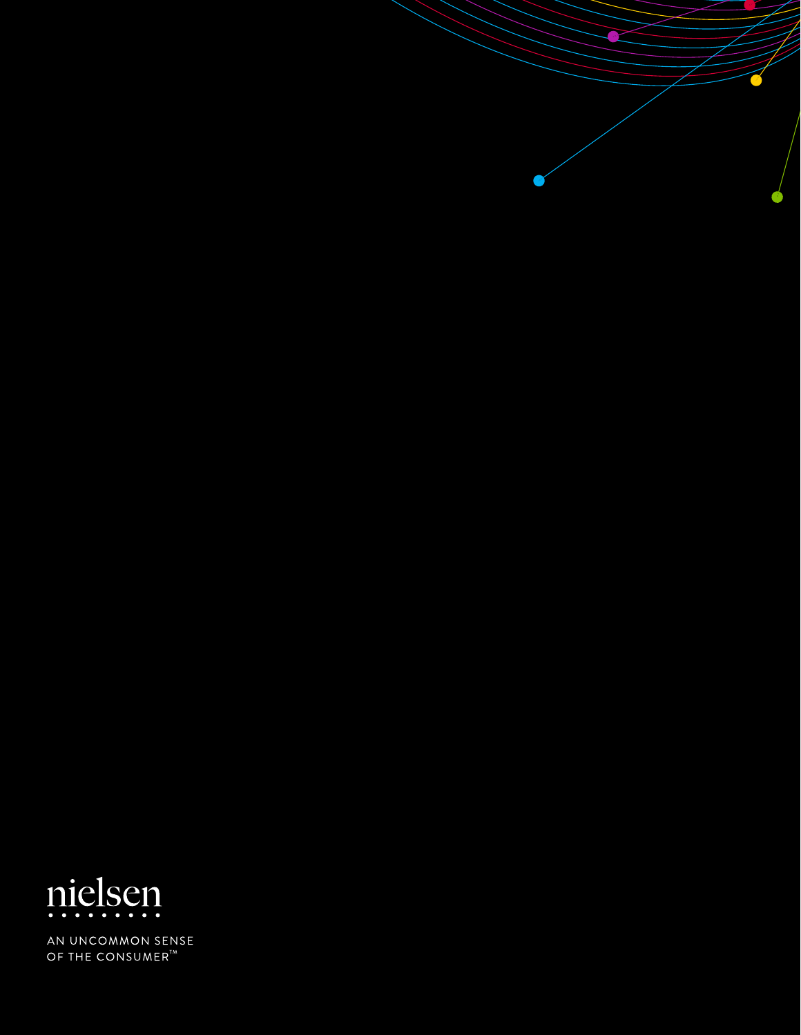nielsen

AN UNCOMMON SENSE OF THE CONSUMER™